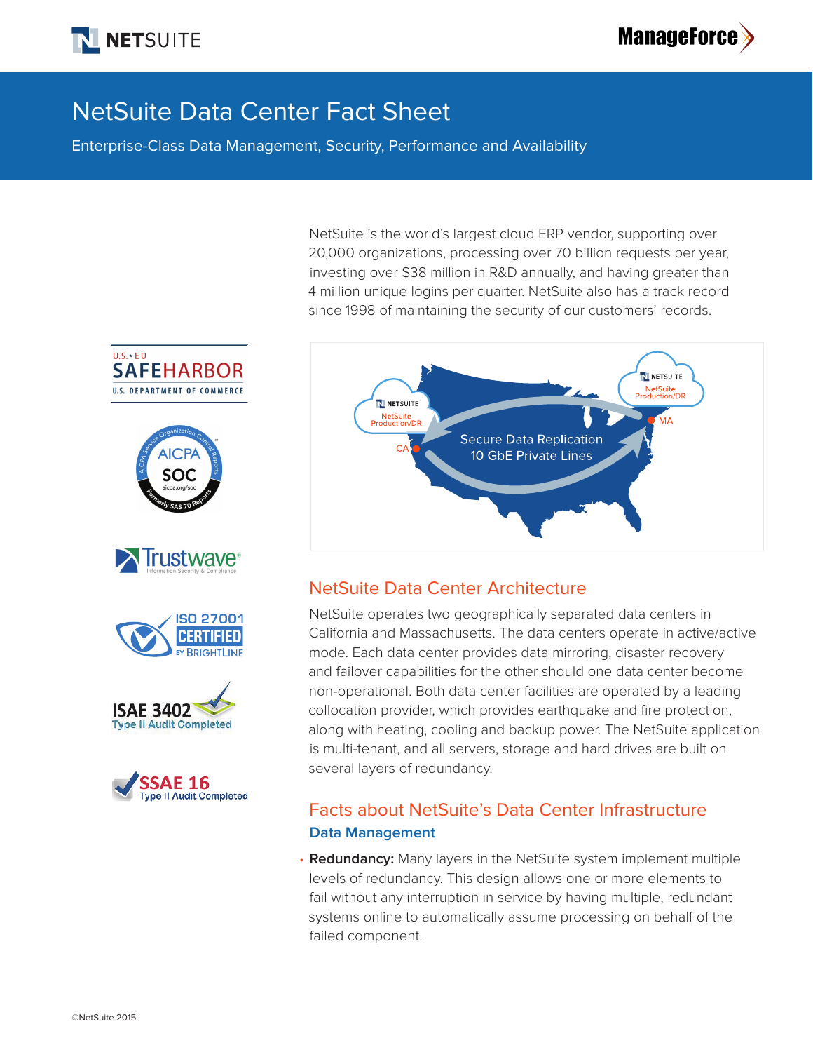# NetSuite Data Center Fact Sheet

Enterprise-Class Data Management, Security, Performance and Availability

NetSuite is the world's largest cloud ERP vendor, supporting over 20,000 organizations, processing over 70 billion requests per year, investing over $38 million in R&D annually, and having greater than 4 million unique logins per quarter. NetSuite also has a track record since 1998 of maintaining the security of our customers' records.

## NetSuite Data Center Architecture

NetSuite operates two geographically separated data centers in California and Massachusetts. The data centers operate in active/active mode. Each data center provides data mirroring, disaster recovery and failover capabilities for the other should one data center become non-operational. Both data center facilities are operated by a leading collocation provider, which provides earthquake and fire protection, along with heating, cooling and backup power. The NetSuite application is multi-tenant, and all servers, storage and hard drives are built on several layers of redundancy.

## Facts about NetSuite's Data Center Infrastructure

### Data Management

- **Redundancy:** Many layers in the NetSuite system implement multiple levels of redundancy. This design allows one or more elements to fail without any interruption in service by having multiple, redundant systems online to automatically assume processing on behalf of the failed component.

©NetSuite 2015.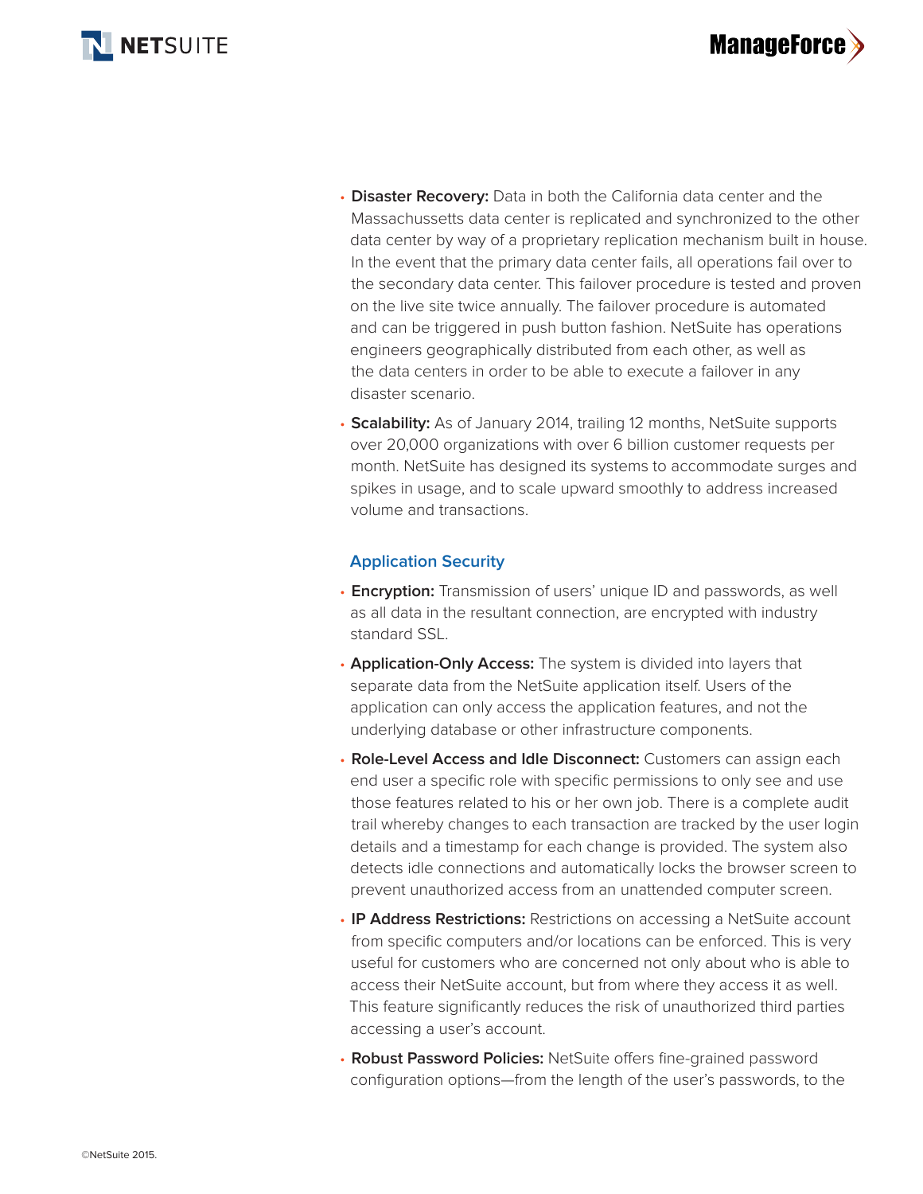- **Disaster Recovery:** Data in both the California data center and the Massachussetts data center is replicated and synchronized to the other data center by way of a proprietary replication mechanism built in house. In the event that the primary data center fails, all operations fail over to the secondary data center. This failover procedure is tested and proven on the live site twice annually. The failover procedure is automated and can be triggered in push button fashion. NetSuite has operations engineers geographically distributed from each other, as well as the data centers in order to be able to execute a failover in any disaster scenario.
- **Scalability:** As of January 2014, trailing 12 months, NetSuite supports over 20,000 organizations with over 6 billion customer requests per month. NetSuite has designed its systems to accommodate surges and spikes in usage, and to scale upward smoothly to address increased volume and transactions.

### Application Security

- **Encryption:** Transmission of users' unique ID and passwords, as well as all data in the resultant connection, are encrypted with industry standard SSL.
- **Application-Only Access:** The system is divided into layers that separate data from the NetSuite application itself. Users of the application can only access the application features, and not the underlying database or other infrastructure components.
- **Role-Level Access and Idle Disconnect:** Customers can assign each end user a specific role with specific permissions to only see and use those features related to his or her own job. There is a complete audit trail whereby changes to each transaction are tracked by the user login details and a timestamp for each change is provided. The system also detects idle connections and automatically locks the browser screen to prevent unauthorized access from an unattended computer screen.
- **IP Address Restrictions:** Restrictions on accessing a NetSuite account from specific computers and/or locations can be enforced. This is very useful for customers who are concerned not only about who is able to access their NetSuite account, but from where they access it as well. This feature significantly reduces the risk of unauthorized third parties accessing a user's account.
- **Robust Password Policies:** NetSuite offers fine-grained password configuration options—from the length of the user's passwords, to the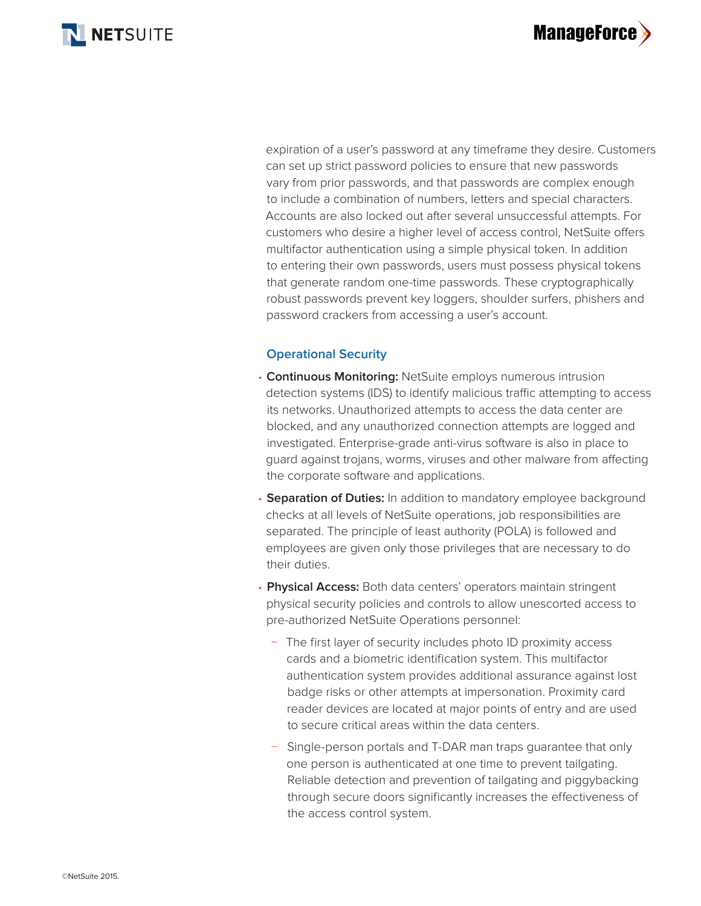expiration of a user's password at any timeframe they desire. Customers can set up strict password policies to ensure that new passwords vary from prior passwords, and that passwords are complex enough to include a combination of numbers, letters and special characters. Accounts are also locked out after several unsuccessful attempts. For customers who desire a higher level of access control, NetSuite offers multifactor authentication using a simple physical token. In addition to entering their own passwords, users must possess physical tokens that generate random one-time passwords. These cryptographically robust passwords prevent key loggers, shoulder surfers, phishers and password crackers from accessing a user's account.

### Operational Security

- **Continuous Monitoring:** NetSuite employs numerous intrusion detection systems (IDS) to identify malicious traffic attempting to access its networks. Unauthorized attempts to access the data center are blocked, and any unauthorized connection attempts are logged and investigated. Enterprise-grade anti-virus software is also in place to guard against trojans, worms, viruses and other malware from affecting the corporate software and applications.
- **Separation of Duties:** In addition to mandatory employee background checks at all levels of NetSuite operations, job responsibilities are separated. The principle of least authority (POLA) is followed and employees are given only those privileges that are necessary to do their duties.
- **Physical Access:** Both data centers' operators maintain stringent physical security policies and controls to allow unescorted access to pre-authorized NetSuite Operations personnel:
  - The first layer of security includes photo ID proximity access cards and a biometric identification system. This multifactor authentication system provides additional assurance against lost badge risks or other attempts at impersonation. Proximity card reader devices are located at major points of entry and are used to secure critical areas within the data centers.
  - Single-person portals and T-DAR man traps guarantee that only one person is authenticated at one time to prevent tailgating. Reliable detection and prevention of tailgating and piggybacking through secure doors significantly increases the effectiveness of the access control system.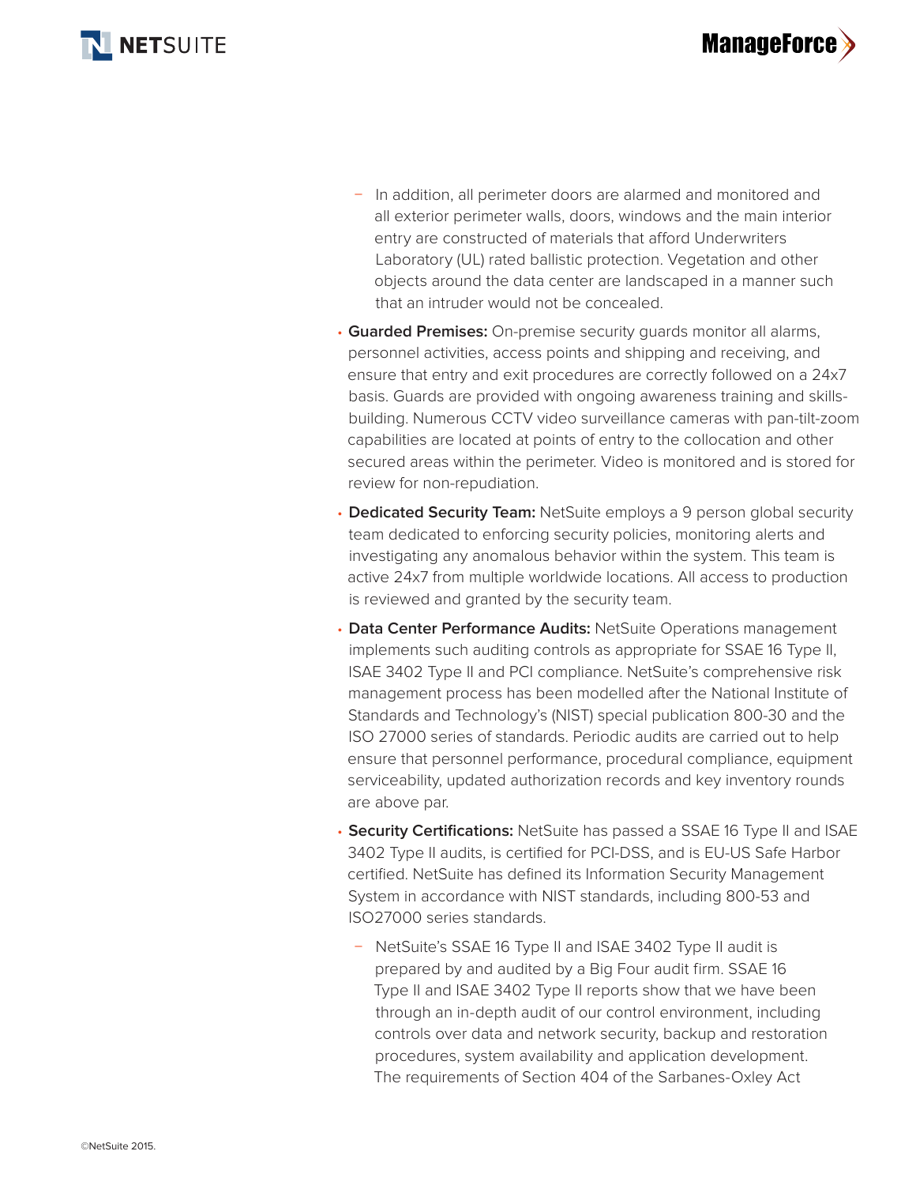- In addition, all perimeter doors are alarmed and monitored and all exterior perimeter walls, doors, windows and the main interior entry are constructed of materials that afford Underwriters Laboratory (UL) rated ballistic protection. Vegetation and other objects around the data center are landscaped in a manner such that an intruder would not be concealed.

- **Guarded Premises:** On-premise security guards monitor all alarms, personnel activities, access points and shipping and receiving, and ensure that entry and exit procedures are correctly followed on a 24x7 basis. Guards are provided with ongoing awareness training and skills-building. Numerous CCTV video surveillance cameras with pan-tilt-zoom capabilities are located at points of entry to the collocation and other secured areas within the perimeter. Video is monitored and is stored for review for non-repudiation.

- **Dedicated Security Team:** NetSuite employs a 9 person global security team dedicated to enforcing security policies, monitoring alerts and investigating any anomalous behavior within the system. This team is active 24x7 from multiple worldwide locations. All access to production is reviewed and granted by the security team.

- **Data Center Performance Audits:** NetSuite Operations management implements such auditing controls as appropriate for SSAE 16 Type II, ISAE 3402 Type II and PCI compliance. NetSuite's comprehensive risk management process has been modelled after the National Institute of Standards and Technology's (NIST) special publication 800-30 and the ISO 27000 series of standards. Periodic audits are carried out to help ensure that personnel performance, procedural compliance, equipment serviceability, updated authorization records and key inventory rounds are above par.

- **Security Certifications:** NetSuite has passed a SSAE 16 Type II and ISAE 3402 Type II audits, is certified for PCI-DSS, and is EU-US Safe Harbor certified. NetSuite has defined its Information Security Management System in accordance with NIST standards, including 800-53 and ISO27000 series standards.

  - NetSuite's SSAE 16 Type II and ISAE 3402 Type II audit is prepared by and audited by a Big Four audit firm. SSAE 16 Type II and ISAE 3402 Type II reports show that we have been through an in-depth audit of our control environment, including controls over data and network security, backup and restoration procedures, system availability and application development. The requirements of Section 404 of the Sarbanes-Oxley Act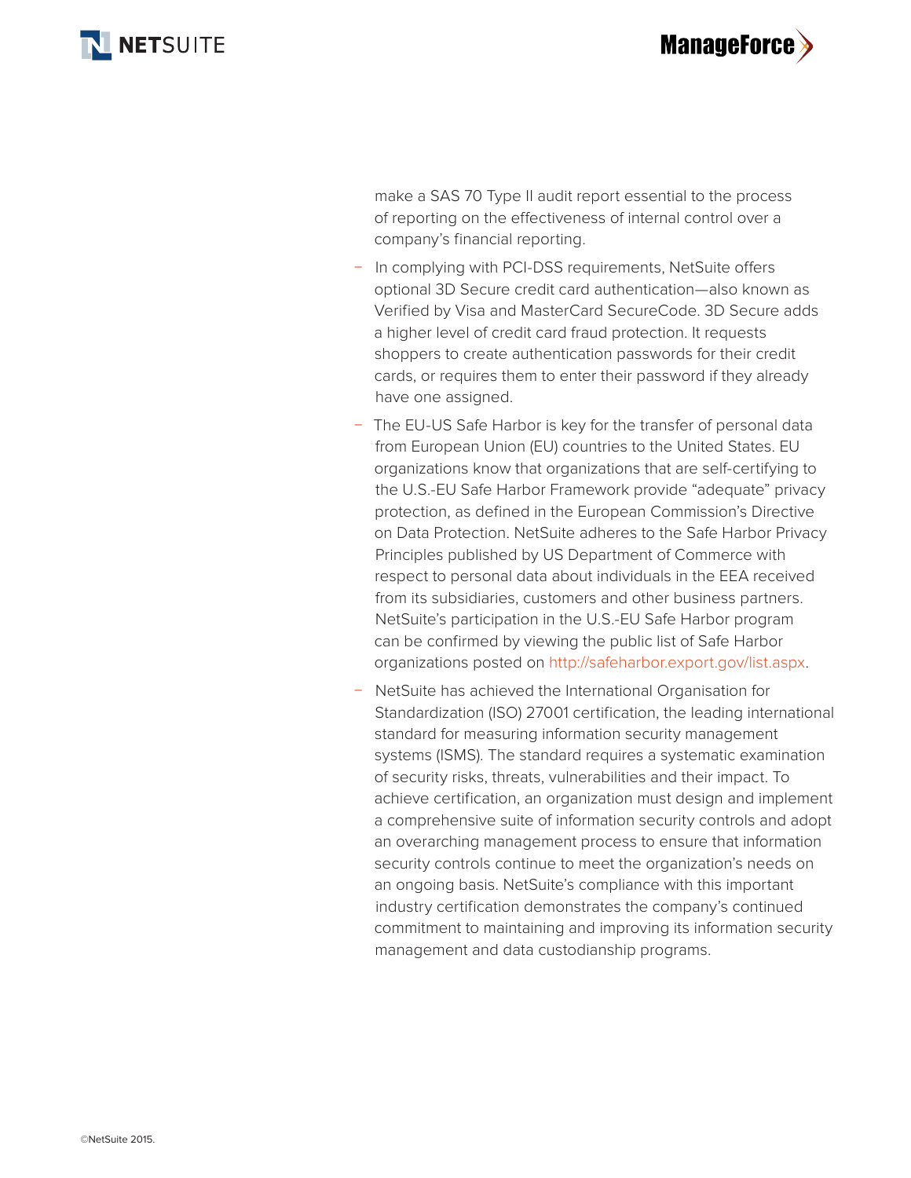make a SAS 70 Type II audit report essential to the process of reporting on the effectiveness of internal control over a company's financial reporting.

- In complying with PCI-DSS requirements, NetSuite offers optional 3D Secure credit card authentication—also known as Verified by Visa and MasterCard SecureCode. 3D Secure adds a higher level of credit card fraud protection. It requests shoppers to create authentication passwords for their credit cards, or requires them to enter their password if they already have one assigned.
- The EU-US Safe Harbor is key for the transfer of personal data from European Union (EU) countries to the United States. EU organizations know that organizations that are self-certifying to the U.S.-EU Safe Harbor Framework provide "adequate" privacy protection, as defined in the European Commission's Directive on Data Protection. NetSuite adheres to the Safe Harbor Privacy Principles published by US Department of Commerce with respect to personal data about individuals in the EEA received from its subsidiaries, customers and other business partners. NetSuite's participation in the U.S.-EU Safe Harbor program can be confirmed by viewing the public list of Safe Harbor organizations posted on http://safeharbor.export.gov/list.aspx.
- NetSuite has achieved the International Organisation for Standardization (ISO) 27001 certification, the leading international standard for measuring information security management systems (ISMS). The standard requires a systematic examination of security risks, threats, vulnerabilities and their impact. To achieve certification, an organization must design and implement a comprehensive suite of information security controls and adopt an overarching management process to ensure that information security controls continue to meet the organization's needs on an ongoing basis. NetSuite's compliance with this important industry certification demonstrates the company's continued commitment to maintaining and improving its information security management and data custodianship programs.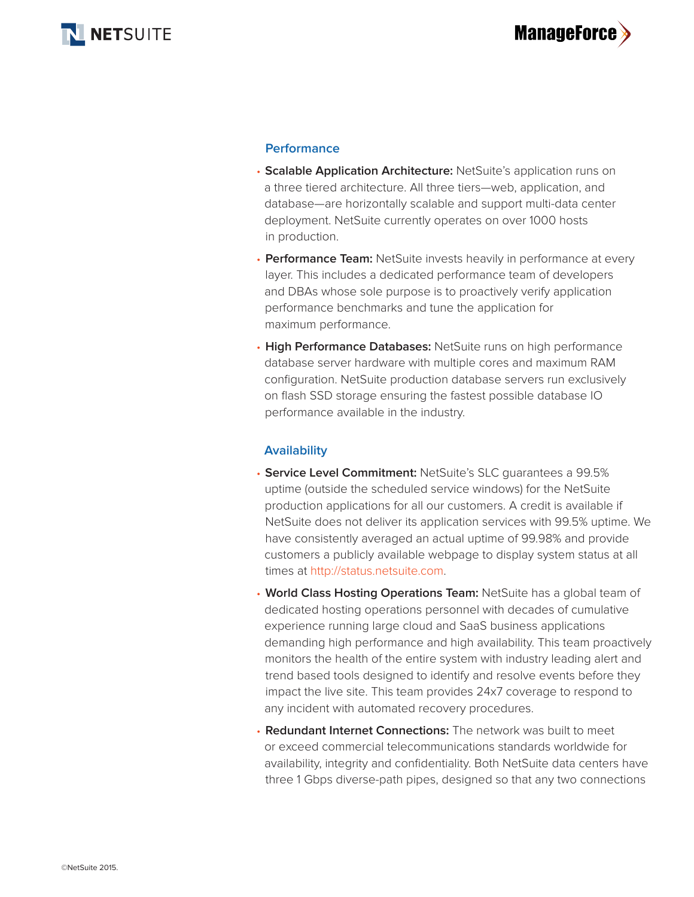## Performance

- **Scalable Application Architecture:** NetSuite's application runs on a three tiered architecture. All three tiers—web, application, and database—are horizontally scalable and support multi-data center deployment. NetSuite currently operates on over 1000 hosts in production.
- **Performance Team:** NetSuite invests heavily in performance at every layer. This includes a dedicated performance team of developers and DBAs whose sole purpose is to proactively verify application performance benchmarks and tune the application for maximum performance.
- **High Performance Databases:** NetSuite runs on high performance database server hardware with multiple cores and maximum RAM configuration. NetSuite production database servers run exclusively on flash SSD storage ensuring the fastest possible database IO performance available in the industry.

## Availability

- **Service Level Commitment:** NetSuite's SLC guarantees a 99.5% uptime (outside the scheduled service windows) for the NetSuite production applications for all our customers. A credit is available if NetSuite does not deliver its application services with 99.5% uptime. We have consistently averaged an actual uptime of 99.98% and provide customers a publicly available webpage to display system status at all times at http://status.netsuite.com.
- **World Class Hosting Operations Team:** NetSuite has a global team of dedicated hosting operations personnel with decades of cumulative experience running large cloud and SaaS business applications demanding high performance and high availability. This team proactively monitors the health of the entire system with industry leading alert and trend based tools designed to identify and resolve events before they impact the live site. This team provides 24x7 coverage to respond to any incident with automated recovery procedures.
- **Redundant Internet Connections:** The network was built to meet or exceed commercial telecommunications standards worldwide for availability, integrity and confidentiality. Both NetSuite data centers have three 1 Gbps diverse-path pipes, designed so that any two connections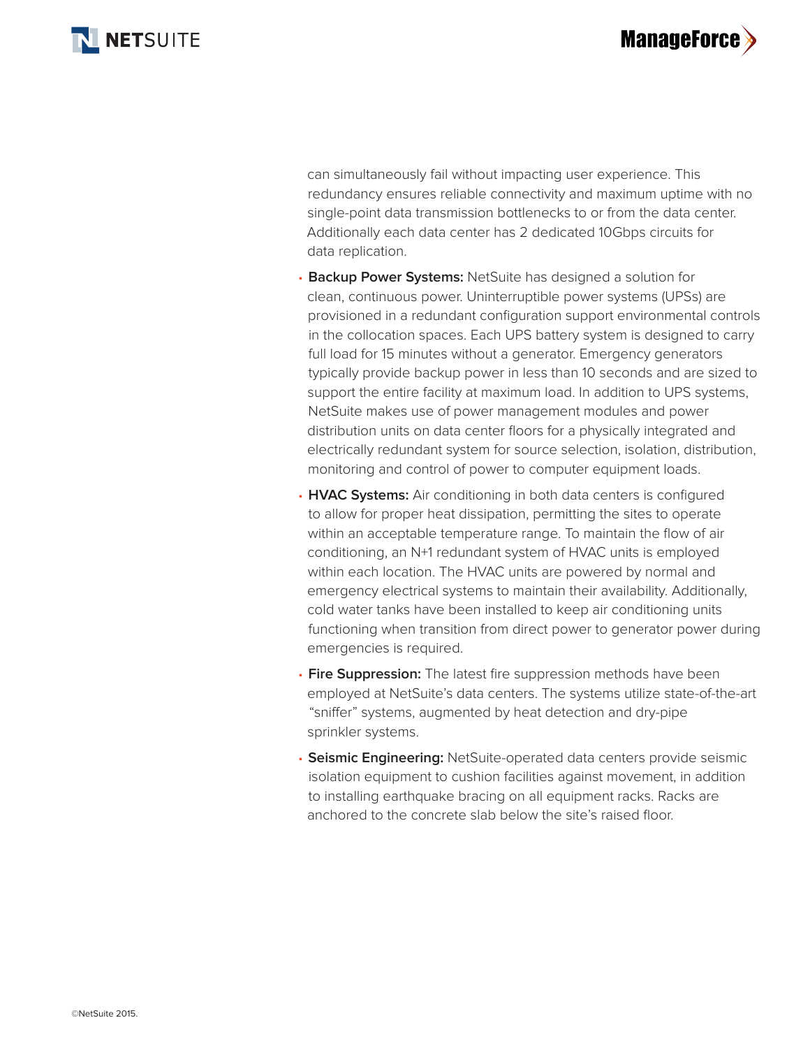can simultaneously fail without impacting user experience. This redundancy ensures reliable connectivity and maximum uptime with no single-point data transmission bottlenecks to or from the data center. Additionally each data center has 2 dedicated 10Gbps circuits for data replication.

- **Backup Power Systems:** NetSuite has designed a solution for clean, continuous power. Uninterruptible power systems (UPSs) are provisioned in a redundant configuration support environmental controls in the collocation spaces. Each UPS battery system is designed to carry full load for 15 minutes without a generator. Emergency generators typically provide backup power in less than 10 seconds and are sized to support the entire facility at maximum load. In addition to UPS systems, NetSuite makes use of power management modules and power distribution units on data center floors for a physically integrated and electrically redundant system for source selection, isolation, distribution, monitoring and control of power to computer equipment loads.
- **HVAC Systems:** Air conditioning in both data centers is configured to allow for proper heat dissipation, permitting the sites to operate within an acceptable temperature range. To maintain the flow of air conditioning, an N+1 redundant system of HVAC units is employed within each location. The HVAC units are powered by normal and emergency electrical systems to maintain their availability. Additionally, cold water tanks have been installed to keep air conditioning units functioning when transition from direct power to generator power during emergencies is required.
- **Fire Suppression:** The latest fire suppression methods have been employed at NetSuite's data centers. The systems utilize state-of-the-art "sniffer" systems, augmented by heat detection and dry-pipe sprinkler systems.
- **Seismic Engineering:** NetSuite-operated data centers provide seismic isolation equipment to cushion facilities against movement, in addition to installing earthquake bracing on all equipment racks. Racks are anchored to the concrete slab below the site's raised floor.

©NetSuite 2015.